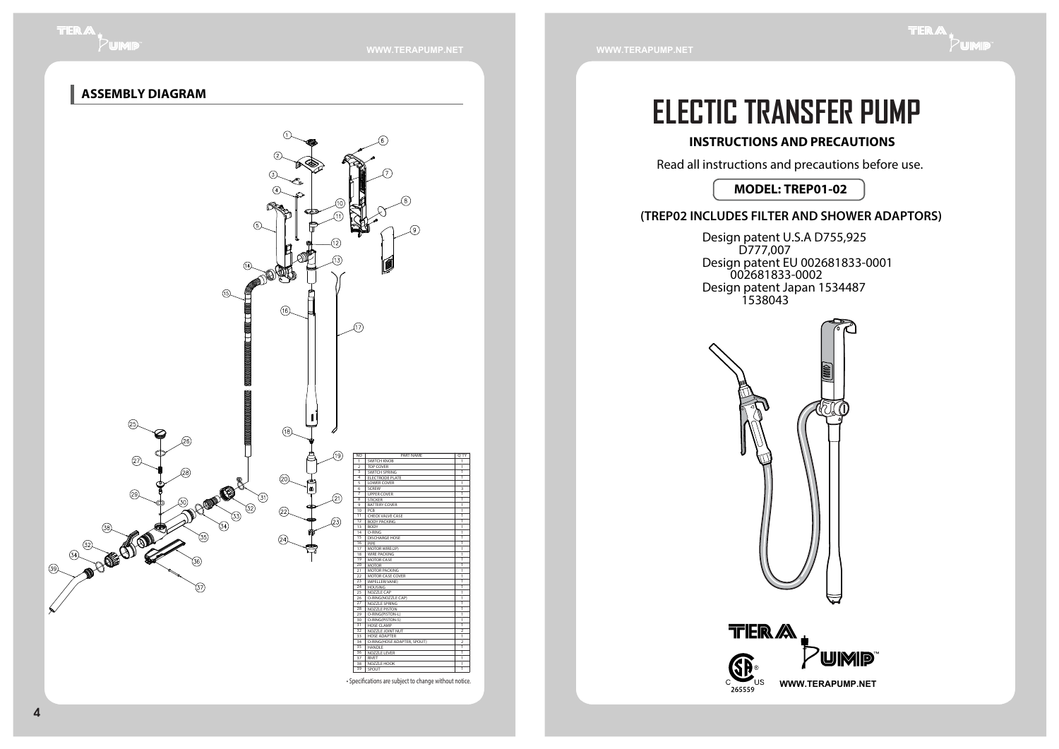## ASSEMBLY DIAGRAM

| NO | PART NAME | Q'TY |
|---|---|---|
| 1 | SWITCH KNOB | 1 |
| 2 | TOP COVER | 1 |
| 3 | SWITCH SPRING | 1 |
| 4 | ELECTRODE PLATE | 1 |
| 5 | LOWER COVER | 1 |
| 6 | SCREW | 3 |
| 7 | UPPER COVER | 1 |
| 8 | STICKER | 1 |
| 9 | BATTERY COVER | 1 |
| 10 | PCB | 1 |
| 11 | CHECK VALVE CASE | 1 |
| 12 | BODY PACKING | 1 |
| 13 | BODY | 1 |
| 14 | O-RING | 1 |
| 15 | DISCHARGE HOSE | 1 |
| 16 | PIPE | 1 |
| 17 | MOTOR WIRE(2P) | 1 |
| 18 | WIRE PACKING | 1 |
| 19 | MOTOR CASE | 1 |
| 20 | MOTOR | 1 |
| 21 | MOTOR PACKING | 1 |
| 22 | MOTOR CASE COVER | 1 |
| 23 | IMPELLER(VANE) | 1 |
| 24 | HOUSING | 1 |
| 25 | NOZZLE CAP | 1 |
| 26 | O-RING(NOZZLE CAP) | 1 |
| 27 | NOZZLE SPRING | 1 |
| 28 | NOZZLE PISTON | 1 |
| 29 | O-RING(PISTON-L) | 1 |
| 30 | O-RING(PISTON-S) | 1 |
| 31 | HOSE CLAMP | 1 |
| 32 | NOZZLE JOINT NUT | 2 |
| 33 | HOSE ADAPTER | 1 |
| 34 | O-RING(HOSE ADAPTER, SPOUT) | 2 |
| 35 | HANDLE | 1 |
| 36 | NOZZLE LEVER | 1 |
| 37 | RIVET | 1 |
| 38 | NOZZLE HOOK | 1 |
| 39 | SPOUT | 1 |

• Specifications are subject to change without notice.

# ELECTIC TRANSFER PUMP

### INSTRUCTIONS AND PRECAUTIONS

Read all instructions and precautions before use.

**MODEL: TREP01-02**

**(TREP02 INCLUDES FILTER AND SHOWER ADAPTORS)**

Design patent U.S.A D755,925
D777,007
Design patent EU 002681833-0001
002681833-0002
Design patent Japan 1534487
1538043

TERA PUMP™

C US 265559

WWW.TERAPUMP.NET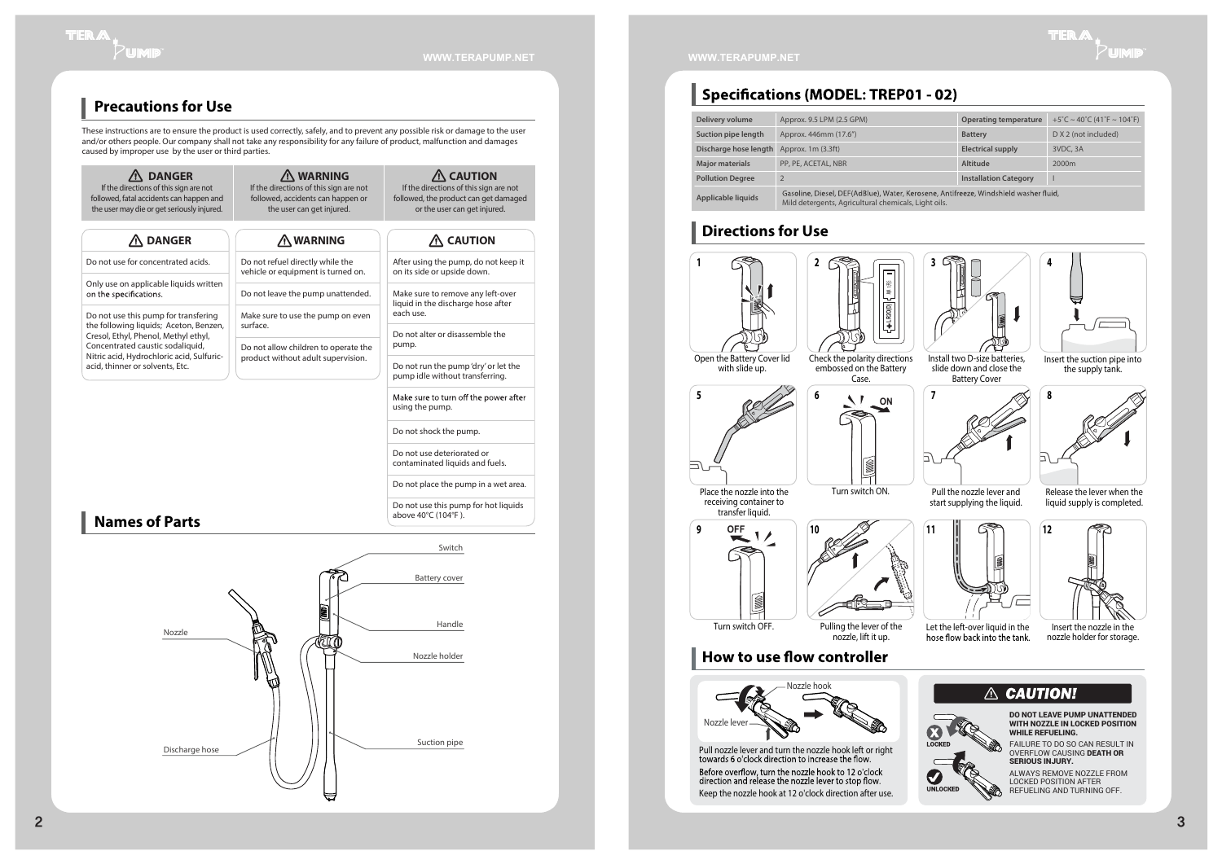## Precautions for Use

These instructions are to ensure the product is used correctly, safely, and to prevent any possible risk or damage to the user and/or others people. Our company shall not take any responsibility for any failure of product, malfunction and damages caused by improper use by the user or third parties.

| ⚠ DANGER | ⚠ WARNING | ⚠ CAUTION |
|---|---|---|
| If the directions of this sign are not followed, fatal accidents can happen and the user may die or get seriously injured. | If the directions of this sign are not followed, accidents can happen or the user can get injured. | If the directions of this sign are not followed, the product can get damaged or the user can get injured. |

### ⚠ DANGER

- Do not use for concentrated acids.
- Only use on applicable liquids written on the specifications.
- Do not use this pump for transfering the following liquids; Aceton, Benzen, Cresol, Ethyl, Phenol, Methyl ethyl, Concentrated caustic sodaliquid, Nitric acid, Hydrochloric acid, Sulfuric-acid, thinner or solvents, Etc.

### ⚠ WARNING

- Do not refuel directly while the vehicle or equipment is turned on.
- Do not leave the pump unattended.
- Make sure to use the pump on even surface.
- Do not allow children to operate the product without adult supervision.

### ⚠ CAUTION

- After using the pump, do not keep it on its side or upside down.
- Make sure to remove any left-over liquid in the discharge hose after each use.
- Do not alter or disassemble the pump.
- Do not run the pump 'dry' or let the pump idle without transferring.
- Make sure to turn off the power after using the pump.
- Do not shock the pump.
- Do not use deteriorated or contaminated liquids and fuels.
- Do not place the pump in a wet area.
- Do not use this pump for hot liquids above 40°C (104°F ).

## Names of Parts

Switch
Battery cover
Handle
Nozzle holder
Suction pipe
Nozzle
Discharge hose

## Specifications (MODEL: TREP01 - 02)

| | | | |
|---|---|---|---|
| Delivery volume | Approx. 9.5 LPM (2.5 GPM) | Operating temperature | +5°C ~ 40°C (41°F ~ 104°F) |
| Suction pipe length | Approx. 446mm (17.6") | Battery | D X 2 (not included) |
| Discharge hose length | Approx. 1m (3.3ft) | Electrical supply | 3VDC, 3A |
| Major materials | PP, PE, ACETAL, NBR | Altitude | 2000m |
| Pollution Degree | 2 | Installation Category | I |
| Applicable liquids | Gasoline, Diesel, DEF(AdBlue), Water, Kerosene, Antifreeze, Windshield washer fluid, Mild detergents, Agricultural chemicals, Light oils. | | |

## Directions for Use

1. Open the Battery Cover lid with slide up.
2. Check the polarity directions embossed on the Battery Case.
3. Install two D-size batteries, slide down and close the Battery Cover
4. Insert the suction pipe into the supply tank.
5. Place the nozzle into the receiving container to transfer liquid.
6. Turn switch ON.
7. Pull the nozzle lever and start supplying the liquid.
8. Release the lever when the liquid supply is completed.
9. Turn switch OFF.
10. Pulling the lever of the nozzle, lift it up.
11. Let the left-over liquid in the hose flow back into the tank.
12. Insert the nozzle in the nozzle holder for storage.

## How to use flow controller

Nozzle hook
Nozzle lever

Pull nozzle lever and turn the nozzle hook left or right towards 6 o'clock direction to increase the flow.

Before overflow, turn the nozzle hook to 12 o'clock direction and release the nozzle lever to stop flow.

Keep the nozzle hook at 12 o'clock direction after use.

### ⚠ CAUTION!

**DO NOT LEAVE PUMP UNATTENDED WITH NOZZLE IN LOCKED POSITION WHILE REFUELING.**

FAILURE TO DO SO CAN RESULT IN OVERFLOW CAUSING **DEATH OR SERIOUS INJURY.**

ALWAYS REMOVE NOZZLE FROM LOCKED POSITION AFTER REFUELING AND TURNING OFF.

LOCKED

UNLOCKED